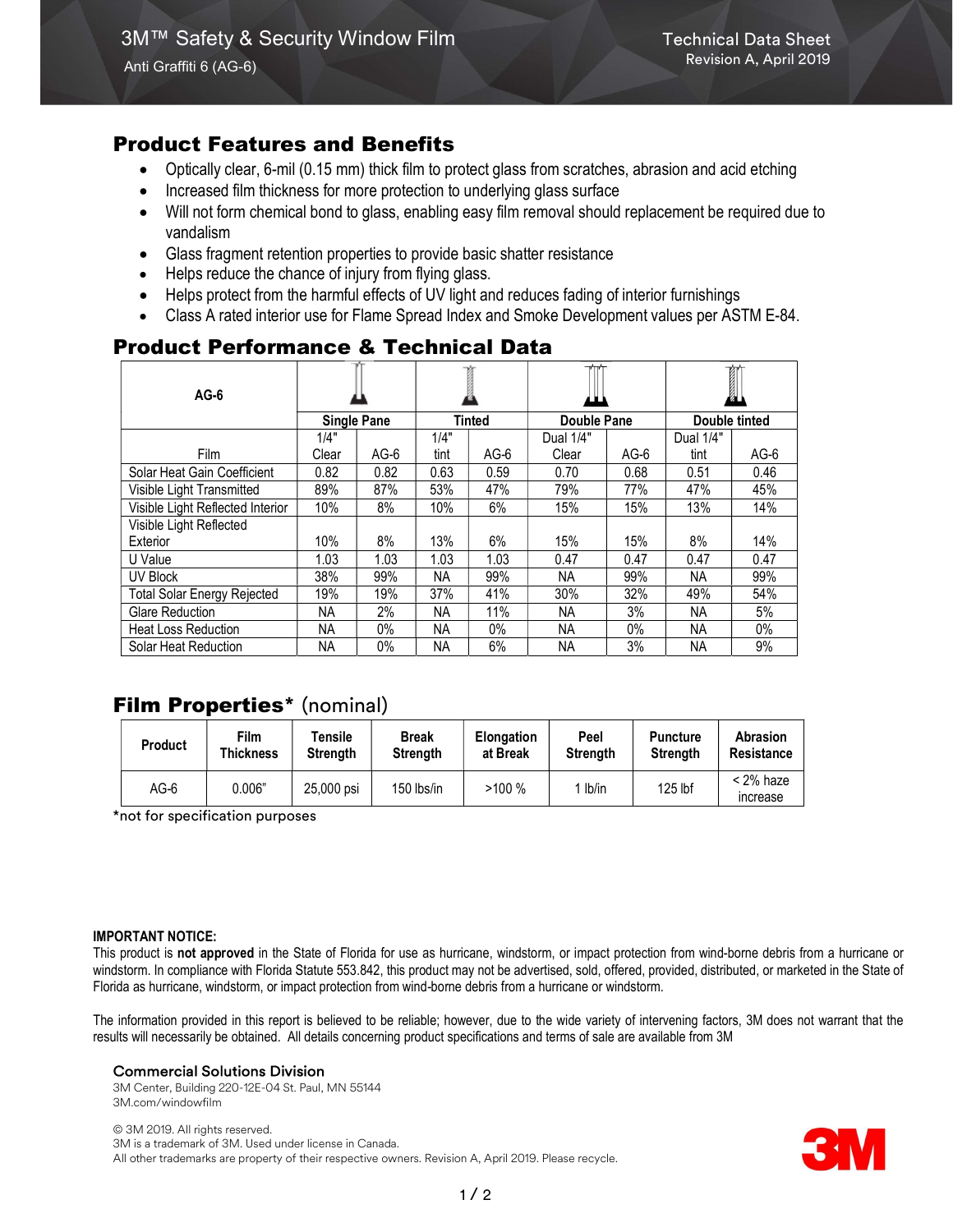# 3M™ Safety & Security Window Film

Anti Graffiti 6 (AG-6)

Technical Data Sheet
Revision A, April 2019

## Product Features and Benefits

- Optically clear, 6-mil (0.15 mm) thick film to protect glass from scratches, abrasion and acid etching
- Increased film thickness for more protection to underlying glass surface
- Will not form chemical bond to glass, enabling easy film removal should replacement be required due to vandalism
- Glass fragment retention properties to provide basic shatter resistance
- Helps reduce the chance of injury from flying glass.
- Helps protect from the harmful effects of UV light and reduces fading of interior furnishings
- Class A rated interior use for Flame Spread Index and Smoke Development values per ASTM E-84.

## Product Performance & Technical Data

| AG-6 | Single Pane | | Tinted | | Double Pane | | Double tinted | |
|---|---|---|---|---|---|---|---|---|
| Film | 1/4" Clear | AG-6 | 1/4" tint | AG-6 | Dual 1/4" Clear | AG-6 | Dual 1/4" tint | AG-6 |
| Solar Heat Gain Coefficient | 0.82 | 0.82 | 0.63 | 0.59 | 0.70 | 0.68 | 0.51 | 0.46 |
| Visible Light Transmitted | 89% | 87% | 53% | 47% | 79% | 77% | 47% | 45% |
| Visible Light Reflected Interior | 10% | 8% | 10% | 6% | 15% | 15% | 13% | 14% |
| Visible Light Reflected Exterior | 10% | 8% | 13% | 6% | 15% | 15% | 8% | 14% |
| U Value | 1.03 | 1.03 | 1.03 | 1.03 | 0.47 | 0.47 | 0.47 | 0.47 |
| UV Block | 38% | 99% | NA | 99% | NA | 99% | NA | 99% |
| Total Solar Energy Rejected | 19% | 19% | 37% | 41% | 30% | 32% | 49% | 54% |
| Glare Reduction | NA | 2% | NA | 11% | NA | 3% | NA | 5% |
| Heat Loss Reduction | NA | 0% | NA | 0% | NA | 0% | NA | 0% |
| Solar Heat Reduction | NA | 0% | NA | 6% | NA | 3% | NA | 9% |

## Film Properties* (nominal)

| Product | Film Thickness | Tensile Strength | Break Strength | Elongation at Break | Peel Strength | Puncture Strength | Abrasion Resistance |
|---|---|---|---|---|---|---|---|
| AG-6 | 0.006" | 25,000 psi | 150 lbs/in | >100 % | 1 lb/in | 125 lbf | < 2% haze increase |

*not for specification purposes

**IMPORTANT NOTICE:**
This product is **not approved** in the State of Florida for use as hurricane, windstorm, or impact protection from wind-borne debris from a hurricane or windstorm. In compliance with Florida Statute 553.842, this product may not be advertised, sold, offered, provided, distributed, or marketed in the State of Florida as hurricane, windstorm, or impact protection from wind-borne debris from a hurricane or windstorm.

The information provided in this report is believed to be reliable; however, due to the wide variety of intervening factors, 3M does not warrant that the results will necessarily be obtained. All details concerning product specifications and terms of sale are available from 3M

**Commercial Solutions Division**
3M Center, Building 220-12E-04 St. Paul, MN 55144
3M.com/windowfilm

© 3M 2019. All rights reserved.
3M is a trademark of 3M. Used under license in Canada.
All other trademarks are property of their respective owners. Revision A, April 2019. Please recycle.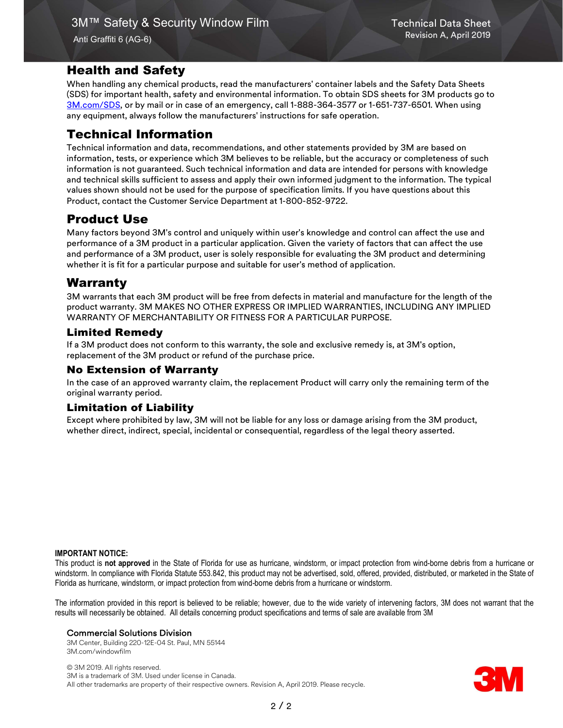## Health and Safety

When handling any chemical products, read the manufacturers' container labels and the Safety Data Sheets (SDS) for important health, safety and environmental information. To obtain SDS sheets for 3M products go to 3M.com/SDS, or by mail or in case of an emergency, call 1-888-364-3577 or 1-651-737-6501. When using any equipment, always follow the manufacturers' instructions for safe operation.

## Technical Information

Technical information and data, recommendations, and other statements provided by 3M are based on information, tests, or experience which 3M believes to be reliable, but the accuracy or completeness of such information is not guaranteed. Such technical information and data are intended for persons with knowledge and technical skills sufficient to assess and apply their own informed judgment to the information. The typical values shown should not be used for the purpose of specification limits. If you have questions about this Product, contact the Customer Service Department at 1-800-852-9722.

## Product Use

Many factors beyond 3M's control and uniquely within user's knowledge and control can affect the use and performance of a 3M product in a particular application. Given the variety of factors that can affect the use and performance of a 3M product, user is solely responsible for evaluating the 3M product and determining whether it is fit for a particular purpose and suitable for user's method of application.

## Warranty

3M warrants that each 3M product will be free from defects in material and manufacture for the length of the product warranty. 3M MAKES NO OTHER EXPRESS OR IMPLIED WARRANTIES, INCLUDING ANY IMPLIED WARRANTY OF MERCHANTABILITY OR FITNESS FOR A PARTICULAR PURPOSE.

### Limited Remedy

If a 3M product does not conform to this warranty, the sole and exclusive remedy is, at 3M's option, replacement of the 3M product or refund of the purchase price.

### No Extension of Warranty

In the case of an approved warranty claim, the replacement Product will carry only the remaining term of the original warranty period.

### Limitation of Liability

Except where prohibited by law, 3M will not be liable for any loss or damage arising from the 3M product, whether direct, indirect, special, incidental or consequential, regardless of the legal theory asserted.

**IMPORTANT NOTICE:**

This product is **not approved** in the State of Florida for use as hurricane, windstorm, or impact protection from wind-borne debris from a hurricane or windstorm. In compliance with Florida Statute 553.842, this product may not be advertised, sold, offered, provided, distributed, or marketed in the State of Florida as hurricane, windstorm, or impact protection from wind-borne debris from a hurricane or windstorm.

The information provided in this report is believed to be reliable; however, due to the wide variety of intervening factors, 3M does not warrant that the results will necessarily be obtained. All details concerning product specifications and terms of sale are available from 3M

**Commercial Solutions Division**
3M Center, Building 220-12E-04 St. Paul, MN 55144
3M.com/windowfilm

© 3M 2019. All rights reserved.
3M is a trademark of 3M. Used under license in Canada.
All other trademarks are property of their respective owners. Revision A, April 2019. Please recycle.